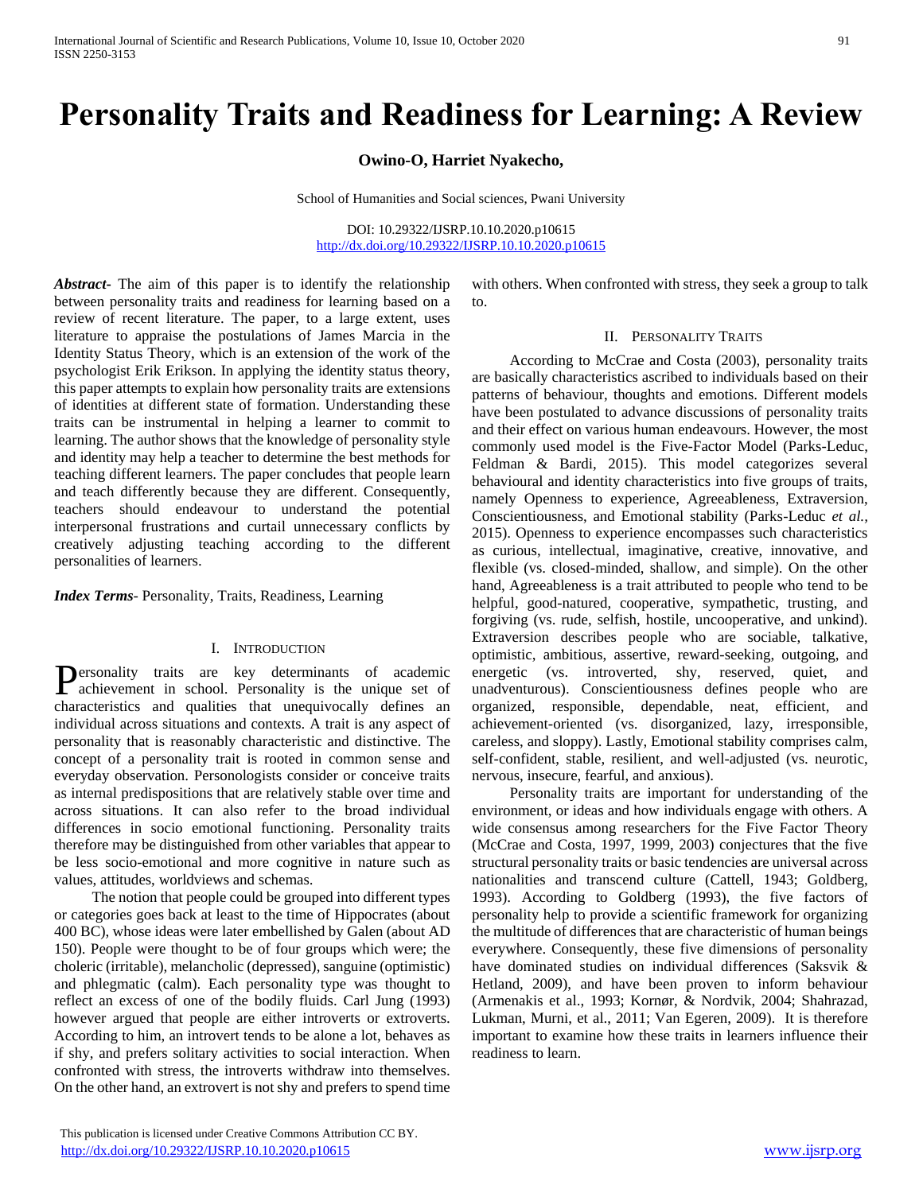# Personality Traits and Readiness for Learning: A Review

**Owino-O, Harriet Nyakecho,**

School of Humanities and Social sciences, Pwani University

DOI: 10.29322/IJSRP.10.10.2020.p10615
http://dx.doi.org/10.29322/IJSRP.10.10.2020.p10615

***Abstract***- The aim of this paper is to identify the relationship between personality traits and readiness for learning based on a review of recent literature. The paper, to a large extent, uses literature to appraise the postulations of James Marcia in the Identity Status Theory, which is an extension of the work of the psychologist Erik Erikson. In applying the identity status theory, this paper attempts to explain how personality traits are extensions of identities at different state of formation. Understanding these traits can be instrumental in helping a learner to commit to learning. The author shows that the knowledge of personality style and identity may help a teacher to determine the best methods for teaching different learners. The paper concludes that people learn and teach differently because they are different. Consequently, teachers should endeavour to understand the potential interpersonal frustrations and curtail unnecessary conflicts by creatively adjusting teaching according to the different personalities of learners.

***Index Terms***- Personality, Traits, Readiness, Learning

## I. Introduction

Personality traits are key determinants of academic achievement in school. Personality is the unique set of characteristics and qualities that unequivocally defines an individual across situations and contexts. A trait is any aspect of personality that is reasonably characteristic and distinctive. The concept of a personality trait is rooted in common sense and everyday observation. Personologists consider or conceive traits as internal predispositions that are relatively stable over time and across situations. It can also refer to the broad individual differences in socio emotional functioning. Personality traits therefore may be distinguished from other variables that appear to be less socio-emotional and more cognitive in nature such as values, attitudes, worldviews and schemas.

The notion that people could be grouped into different types or categories goes back at least to the time of Hippocrates (about 400 BC), whose ideas were later embellished by Galen (about AD 150). People were thought to be of four groups which were; the choleric (irritable), melancholic (depressed), sanguine (optimistic) and phlegmatic (calm). Each personality type was thought to reflect an excess of one of the bodily fluids. Carl Jung (1993) however argued that people are either introverts or extroverts. According to him, an introvert tends to be alone a lot, behaves as if shy, and prefers solitary activities to social interaction. When confronted with stress, the introverts withdraw into themselves. On the other hand, an extrovert is not shy and prefers to spend time with others. When confronted with stress, they seek a group to talk to.

## II. Personality Traits

According to McCrae and Costa (2003), personality traits are basically characteristics ascribed to individuals based on their patterns of behaviour, thoughts and emotions. Different models have been postulated to advance discussions of personality traits and their effect on various human endeavours. However, the most commonly used model is the Five-Factor Model (Parks-Leduc, Feldman & Bardi, 2015). This model categorizes several behavioural and identity characteristics into five groups of traits, namely Openness to experience, Agreeableness, Extraversion, Conscientiousness, and Emotional stability (Parks-Leduc *et al.,* 2015). Openness to experience encompasses such characteristics as curious, intellectual, imaginative, creative, innovative, and flexible (vs. closed-minded, shallow, and simple). On the other hand, Agreeableness is a trait attributed to people who tend to be helpful, good-natured, cooperative, sympathetic, trusting, and forgiving (vs. rude, selfish, hostile, uncooperative, and unkind). Extraversion describes people who are sociable, talkative, optimistic, ambitious, assertive, reward-seeking, outgoing, and energetic (vs. introverted, shy, reserved, quiet, and unadventurous). Conscientiousness defines people who are organized, responsible, dependable, neat, efficient, and achievement-oriented (vs. disorganized, lazy, irresponsible, careless, and sloppy). Lastly, Emotional stability comprises calm, self-confident, stable, resilient, and well-adjusted (vs. neurotic, nervous, insecure, fearful, and anxious).

Personality traits are important for understanding of the environment, or ideas and how individuals engage with others. A wide consensus among researchers for the Five Factor Theory (McCrae and Costa, 1997, 1999, 2003) conjectures that the five structural personality traits or basic tendencies are universal across nationalities and transcend culture (Cattell, 1943; Goldberg, 1993). According to Goldberg (1993), the five factors of personality help to provide a scientific framework for organizing the multitude of differences that are characteristic of human beings everywhere. Consequently, these five dimensions of personality have dominated studies on individual differences (Saksvik & Hetland, 2009), and have been proven to inform behaviour (Armenakis et al., 1993; Kornør, & Nordvik, 2004; Shahrazad, Lukman, Murni, et al., 2011; Van Egeren, 2009). It is therefore important to examine how these traits in learners influence their readiness to learn.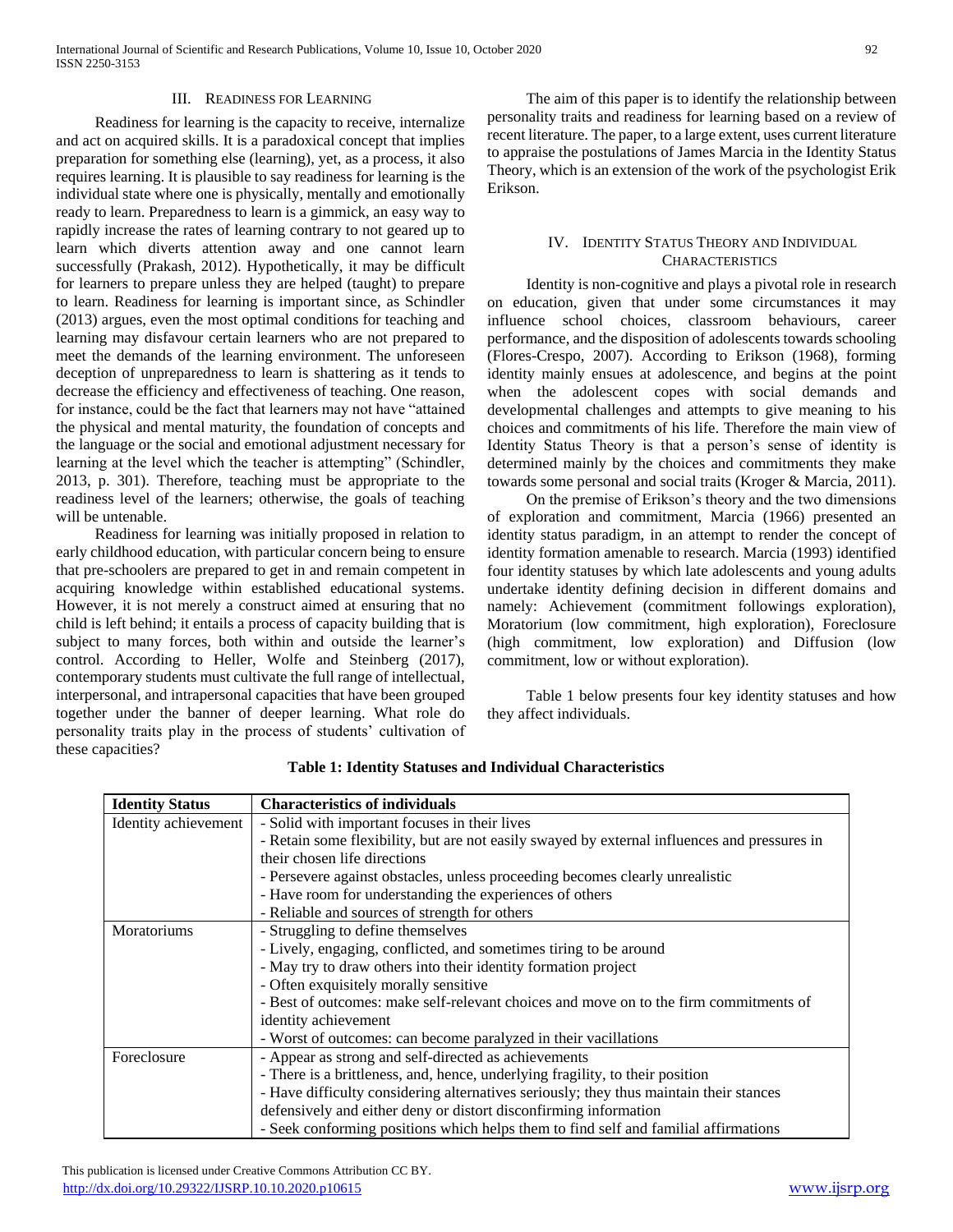## III. Readiness for Learning

Readiness for learning is the capacity to receive, internalize and act on acquired skills. It is a paradoxical concept that implies preparation for something else (learning), yet, as a process, it also requires learning. It is plausible to say readiness for learning is the individual state where one is physically, mentally and emotionally ready to learn. Preparedness to learn is a gimmick, an easy way to rapidly increase the rates of learning contrary to not geared up to learn which diverts attention away and one cannot learn successfully (Prakash, 2012). Hypothetically, it may be difficult for learners to prepare unless they are helped (taught) to prepare to learn. Readiness for learning is important since, as Schindler (2013) argues, even the most optimal conditions for teaching and learning may disfavour certain learners who are not prepared to meet the demands of the learning environment. The unforeseen deception of unpreparedness to learn is shattering as it tends to decrease the efficiency and effectiveness of teaching. One reason, for instance, could be the fact that learners may not have "attained the physical and mental maturity, the foundation of concepts and the language or the social and emotional adjustment necessary for learning at the level which the teacher is attempting" (Schindler, 2013, p. 301). Therefore, teaching must be appropriate to the readiness level of the learners; otherwise, the goals of teaching will be untenable.

Readiness for learning was initially proposed in relation to early childhood education, with particular concern being to ensure that pre-schoolers are prepared to get in and remain competent in acquiring knowledge within established educational systems. However, it is not merely a construct aimed at ensuring that no child is left behind; it entails a process of capacity building that is subject to many forces, both within and outside the learner's control. According to Heller, Wolfe and Steinberg (2017), contemporary students must cultivate the full range of intellectual, interpersonal, and intrapersonal capacities that have been grouped together under the banner of deeper learning. What role do personality traits play in the process of students' cultivation of these capacities?

The aim of this paper is to identify the relationship between personality traits and readiness for learning based on a review of recent literature. The paper, to a large extent, uses current literature to appraise the postulations of James Marcia in the Identity Status Theory, which is an extension of the work of the psychologist Erik Erikson.

## IV. Identity Status Theory and Individual Characteristics

Identity is non-cognitive and plays a pivotal role in research on education, given that under some circumstances it may influence school choices, classroom behaviours, career performance, and the disposition of adolescents towards schooling (Flores-Crespo, 2007). According to Erikson (1968), forming identity mainly ensues at adolescence, and begins at the point when the adolescent copes with social demands and developmental challenges and attempts to give meaning to his choices and commitments of his life. Therefore the main view of Identity Status Theory is that a person's sense of identity is determined mainly by the choices and commitments they make towards some personal and social traits (Kroger & Marcia, 2011).

On the premise of Erikson's theory and the two dimensions of exploration and commitment, Marcia (1966) presented an identity status paradigm, in an attempt to render the concept of identity formation amenable to research. Marcia (1993) identified four identity statuses by which late adolescents and young adults undertake identity defining decision in different domains and namely: Achievement (commitment followings exploration), Moratorium (low commitment, high exploration), Foreclosure (high commitment, low exploration) and Diffusion (low commitment, low or without exploration).

Table 1 below presents four key identity statuses and how they affect individuals.

**Table 1: Identity Statuses and Individual Characteristics**

| Identity Status | Characteristics of individuals |
|---|---|
| Identity achievement | - Solid with important focuses in their lives<br>- Retain some flexibility, but are not easily swayed by external influences and pressures in their chosen life directions<br>- Persevere against obstacles, unless proceeding becomes clearly unrealistic<br>- Have room for understanding the experiences of others<br>- Reliable and sources of strength for others |
| Moratoriums | - Struggling to define themselves<br>- Lively, engaging, conflicted, and sometimes tiring to be around<br>- May try to draw others into their identity formation project<br>- Often exquisitely morally sensitive<br>- Best of outcomes: make self-relevant choices and move on to the firm commitments of identity achievement<br>- Worst of outcomes: can become paralyzed in their vacillations |
| Foreclosure | - Appear as strong and self-directed as achievements<br>- There is a brittleness, and, hence, underlying fragility, to their position<br>- Have difficulty considering alternatives seriously; they thus maintain their stances defensively and either deny or distort disconfirming information<br>- Seek conforming positions which helps them to find self and familial affirmations |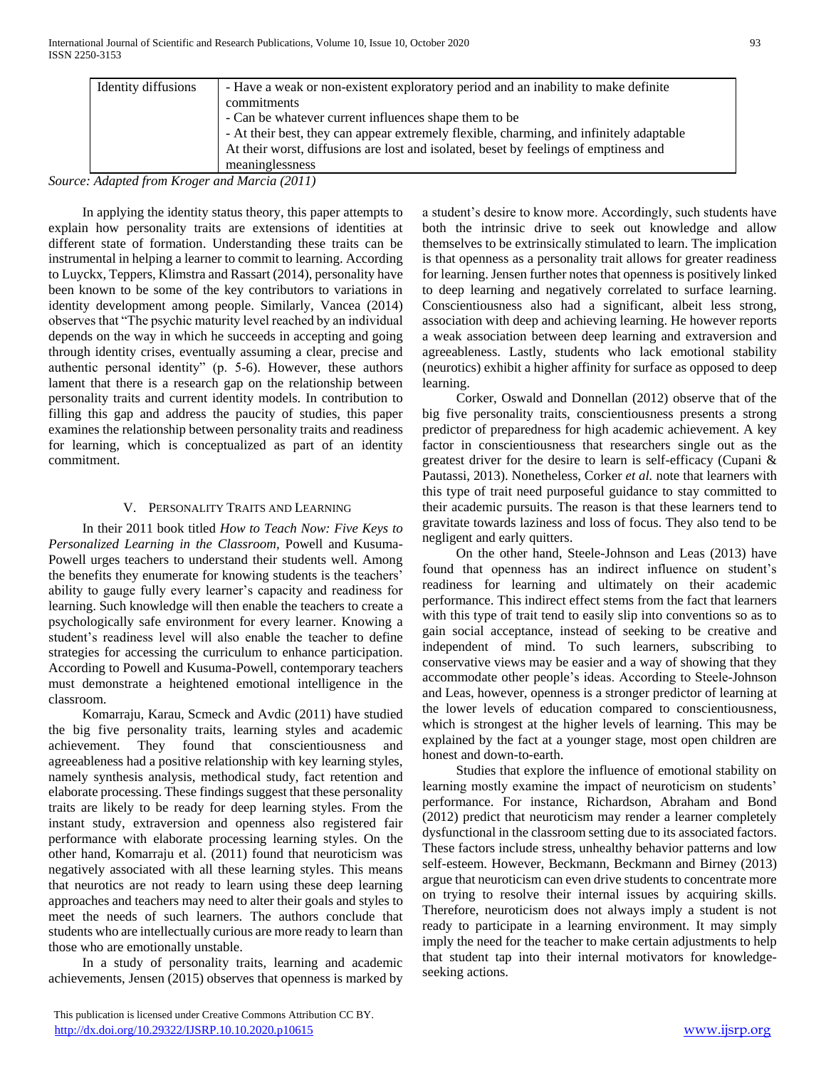| Identity diffusions | - Have a weak or non-existent exploratory period and an inability to make definite commitments<br>- Can be whatever current influences shape them to be<br>- At their best, they can appear extremely flexible, charming, and infinitely adaptable<br>At their worst, diffusions are lost and isolated, beset by feelings of emptiness and meaninglessness |
|---|---|

*Source: Adapted from Kroger and Marcia (2011)*

In applying the identity status theory, this paper attempts to explain how personality traits are extensions of identities at different state of formation. Understanding these traits can be instrumental in helping a learner to commit to learning. According to Luyckx, Teppers, Klimstra and Rassart (2014), personality have been known to be some of the key contributors to variations in identity development among people. Similarly, Vancea (2014) observes that "The psychic maturity level reached by an individual depends on the way in which he succeeds in accepting and going through identity crises, eventually assuming a clear, precise and authentic personal identity" (p. 5-6). However, these authors lament that there is a research gap on the relationship between personality traits and current identity models. In contribution to filling this gap and address the paucity of studies, this paper examines the relationship between personality traits and readiness for learning, which is conceptualized as part of an identity commitment.

## V. Personality Traits and Learning

In their 2011 book titled *How to Teach Now: Five Keys to Personalized Learning in the Classroom*, Powell and Kusuma-Powell urges teachers to understand their students well. Among the benefits they enumerate for knowing students is the teachers' ability to gauge fully every learner's capacity and readiness for learning. Such knowledge will then enable the teachers to create a psychologically safe environment for every learner. Knowing a student's readiness level will also enable the teacher to define strategies for accessing the curriculum to enhance participation. According to Powell and Kusuma-Powell, contemporary teachers must demonstrate a heightened emotional intelligence in the classroom.

Komarraju, Karau, Scmeck and Avdic (2011) have studied the big five personality traits, learning styles and academic achievement. They found that conscientiousness and agreeableness had a positive relationship with key learning styles, namely synthesis analysis, methodical study, fact retention and elaborate processing. These findings suggest that these personality traits are likely to be ready for deep learning styles. From the instant study, extraversion and openness also registered fair performance with elaborate processing learning styles. On the other hand, Komarraju et al. (2011) found that neuroticism was negatively associated with all these learning styles. This means that neurotics are not ready to learn using these deep learning approaches and teachers may need to alter their goals and styles to meet the needs of such learners. The authors conclude that students who are intellectually curious are more ready to learn than those who are emotionally unstable.

In a study of personality traits, learning and academic achievements, Jensen (2015) observes that openness is marked by a student's desire to know more. Accordingly, such students have both the intrinsic drive to seek out knowledge and allow themselves to be extrinsically stimulated to learn. The implication is that openness as a personality trait allows for greater readiness for learning. Jensen further notes that openness is positively linked to deep learning and negatively correlated to surface learning. Conscientiousness also had a significant, albeit less strong, association with deep and achieving learning. He however reports a weak association between deep learning and extraversion and agreeableness. Lastly, students who lack emotional stability (neurotics) exhibit a higher affinity for surface as opposed to deep learning.

Corker, Oswald and Donnellan (2012) observe that of the big five personality traits, conscientiousness presents a strong predictor of preparedness for high academic achievement. A key factor in conscientiousness that researchers single out as the greatest driver for the desire to learn is self-efficacy (Cupani & Pautassi, 2013). Nonetheless, Corker *et al.* note that learners with this type of trait need purposeful guidance to stay committed to their academic pursuits. The reason is that these learners tend to gravitate towards laziness and loss of focus. They also tend to be negligent and early quitters.

On the other hand, Steele-Johnson and Leas (2013) have found that openness has an indirect influence on student's readiness for learning and ultimately on their academic performance. This indirect effect stems from the fact that learners with this type of trait tend to easily slip into conventions so as to gain social acceptance, instead of seeking to be creative and independent of mind. To such learners, subscribing to conservative views may be easier and a way of showing that they accommodate other people's ideas. According to Steele-Johnson and Leas, however, openness is a stronger predictor of learning at the lower levels of education compared to conscientiousness, which is strongest at the higher levels of learning. This may be explained by the fact at a younger stage, most open children are honest and down-to-earth.

Studies that explore the influence of emotional stability on learning mostly examine the impact of neuroticism on students' performance. For instance, Richardson, Abraham and Bond (2012) predict that neuroticism may render a learner completely dysfunctional in the classroom setting due to its associated factors. These factors include stress, unhealthy behavior patterns and low self-esteem. However, Beckmann, Beckmann and Birney (2013) argue that neuroticism can even drive students to concentrate more on trying to resolve their internal issues by acquiring skills. Therefore, neuroticism does not always imply a student is not ready to participate in a learning environment. It may simply imply the need for the teacher to make certain adjustments to help that student tap into their internal motivators for knowledge-seeking actions.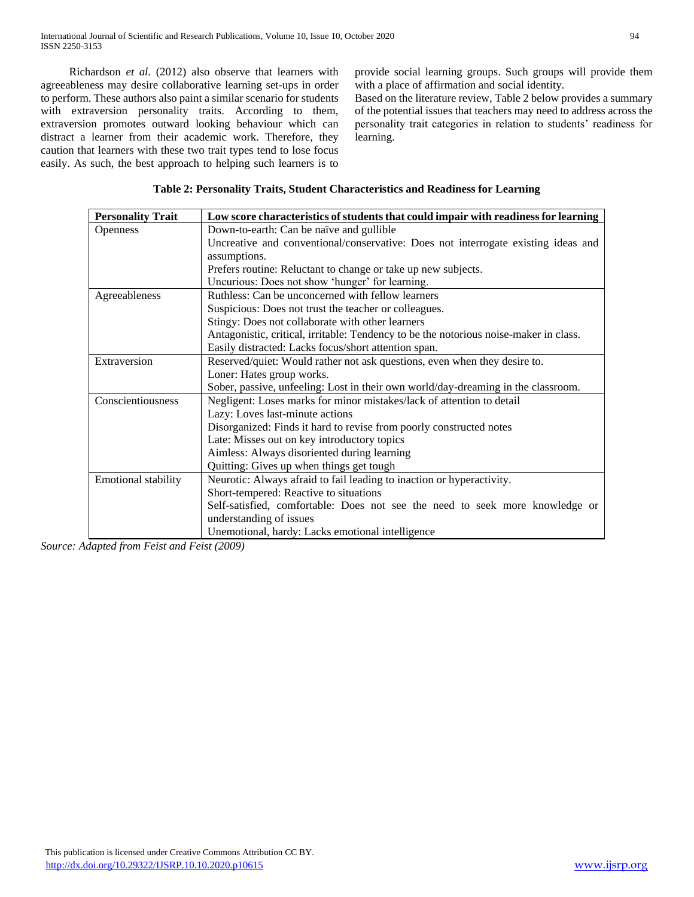Richardson *et al.* (2012) also observe that learners with agreeableness may desire collaborative learning set-ups in order to perform. These authors also paint a similar scenario for students with extraversion personality traits. According to them, extraversion promotes outward looking behaviour which can distract a learner from their academic work. Therefore, they caution that learners with these two trait types tend to lose focus easily. As such, the best approach to helping such learners is to provide social learning groups. Such groups will provide them with a place of affirmation and social identity.

Based on the literature review, Table 2 below provides a summary of the potential issues that teachers may need to address across the personality trait categories in relation to students' readiness for learning.

**Table 2: Personality Traits, Student Characteristics and Readiness for Learning**

| Personality Trait | Low score characteristics of students that could impair with readiness for learning |
|---|---|
| Openness | Down-to-earth: Can be naïve and gullible<br>Uncreative and conventional/conservative: Does not interrogate existing ideas and assumptions.<br>Prefers routine: Reluctant to change or take up new subjects.<br>Uncurious: Does not show 'hunger' for learning. |
| Agreeableness | Ruthless: Can be unconcerned with fellow learners<br>Suspicious: Does not trust the teacher or colleagues.<br>Stingy: Does not collaborate with other learners<br>Antagonistic, critical, irritable: Tendency to be the notorious noise-maker in class.<br>Easily distracted: Lacks focus/short attention span. |
| Extraversion | Reserved/quiet: Would rather not ask questions, even when they desire to.<br>Loner: Hates group works.<br>Sober, passive, unfeeling: Lost in their own world/day-dreaming in the classroom. |
| Conscientiousness | Negligent: Loses marks for minor mistakes/lack of attention to detail<br>Lazy: Loves last-minute actions<br>Disorganized: Finds it hard to revise from poorly constructed notes<br>Late: Misses out on key introductory topics<br>Aimless: Always disoriented during learning<br>Quitting: Gives up when things get tough |
| Emotional stability | Neurotic: Always afraid to fail leading to inaction or hyperactivity.<br>Short-tempered: Reactive to situations<br>Self-satisfied, comfortable: Does not see the need to seek more knowledge or understanding of issues<br>Unemotional, hardy: Lacks emotional intelligence |

*Source: Adapted from Feist and Feist (2009)*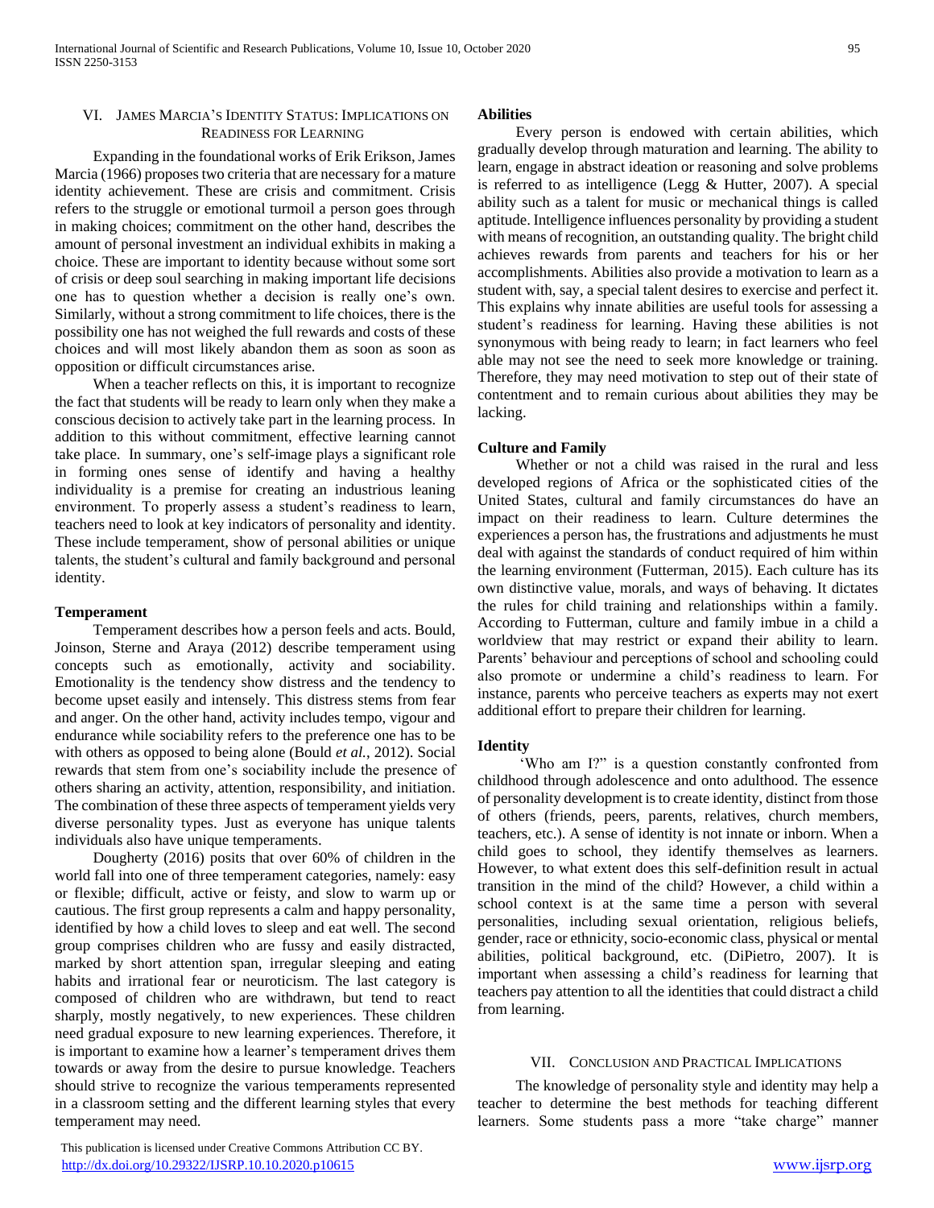## VI. James Marcia's Identity Status: Implications on Readiness for Learning

Expanding in the foundational works of Erik Erikson, James Marcia (1966) proposes two criteria that are necessary for a mature identity achievement. These are crisis and commitment. Crisis refers to the struggle or emotional turmoil a person goes through in making choices; commitment on the other hand, describes the amount of personal investment an individual exhibits in making a choice. These are important to identity because without some sort of crisis or deep soul searching in making important life decisions one has to question whether a decision is really one's own. Similarly, without a strong commitment to life choices, there is the possibility one has not weighed the full rewards and costs of these choices and will most likely abandon them as soon as soon as opposition or difficult circumstances arise.

When a teacher reflects on this, it is important to recognize the fact that students will be ready to learn only when they make a conscious decision to actively take part in the learning process. In addition to this without commitment, effective learning cannot take place. In summary, one's self-image plays a significant role in forming ones sense of identify and having a healthy individuality is a premise for creating an industrious leaning environment. To properly assess a student's readiness to learn, teachers need to look at key indicators of personality and identity. These include temperament, show of personal abilities or unique talents, the student's cultural and family background and personal identity.

**Temperament**

Temperament describes how a person feels and acts. Bould, Joinson, Sterne and Araya (2012) describe temperament using concepts such as emotionally, activity and sociability. Emotionality is the tendency show distress and the tendency to become upset easily and intensely. This distress stems from fear and anger. On the other hand, activity includes tempo, vigour and endurance while sociability refers to the preference one has to be with others as opposed to being alone (Bould *et al.*, 2012). Social rewards that stem from one's sociability include the presence of others sharing an activity, attention, responsibility, and initiation. The combination of these three aspects of temperament yields very diverse personality types. Just as everyone has unique talents individuals also have unique temperaments.

Dougherty (2016) posits that over 60% of children in the world fall into one of three temperament categories, namely: easy or flexible; difficult, active or feisty, and slow to warm up or cautious. The first group represents a calm and happy personality, identified by how a child loves to sleep and eat well. The second group comprises children who are fussy and easily distracted, marked by short attention span, irregular sleeping and eating habits and irrational fear or neuroticism. The last category is composed of children who are withdrawn, but tend to react sharply, mostly negatively, to new experiences. These children need gradual exposure to new learning experiences. Therefore, it is important to examine how a learner's temperament drives them towards or away from the desire to pursue knowledge. Teachers should strive to recognize the various temperaments represented in a classroom setting and the different learning styles that every temperament may need.

**Abilities**

Every person is endowed with certain abilities, which gradually develop through maturation and learning. The ability to learn, engage in abstract ideation or reasoning and solve problems is referred to as intelligence (Legg & Hutter, 2007). A special ability such as a talent for music or mechanical things is called aptitude. Intelligence influences personality by providing a student with means of recognition, an outstanding quality. The bright child achieves rewards from parents and teachers for his or her accomplishments. Abilities also provide a motivation to learn as a student with, say, a special talent desires to exercise and perfect it. This explains why innate abilities are useful tools for assessing a student's readiness for learning. Having these abilities is not synonymous with being ready to learn; in fact learners who feel able may not see the need to seek more knowledge or training. Therefore, they may need motivation to step out of their state of contentment and to remain curious about abilities they may be lacking.

**Culture and Family**

Whether or not a child was raised in the rural and less developed regions of Africa or the sophisticated cities of the United States, cultural and family circumstances do have an impact on their readiness to learn. Culture determines the experiences a person has, the frustrations and adjustments he must deal with against the standards of conduct required of him within the learning environment (Futterman, 2015). Each culture has its own distinctive value, morals, and ways of behaving. It dictates the rules for child training and relationships within a family. According to Futterman, culture and family imbue in a child a worldview that may restrict or expand their ability to learn. Parents' behaviour and perceptions of school and schooling could also promote or undermine a child's readiness to learn. For instance, parents who perceive teachers as experts may not exert additional effort to prepare their children for learning.

**Identity**

'Who am I?" is a question constantly confronted from childhood through adolescence and onto adulthood. The essence of personality development is to create identity, distinct from those of others (friends, peers, parents, relatives, church members, teachers, etc.). A sense of identity is not innate or inborn. When a child goes to school, they identify themselves as learners. However, to what extent does this self-definition result in actual transition in the mind of the child? However, a child within a school context is at the same time a person with several personalities, including sexual orientation, religious beliefs, gender, race or ethnicity, socio-economic class, physical or mental abilities, political background, etc. (DiPietro, 2007). It is important when assessing a child's readiness for learning that teachers pay attention to all the identities that could distract a child from learning.

## VII. Conclusion and Practical Implications

The knowledge of personality style and identity may help a teacher to determine the best methods for teaching different learners. Some students pass a more "take charge" manner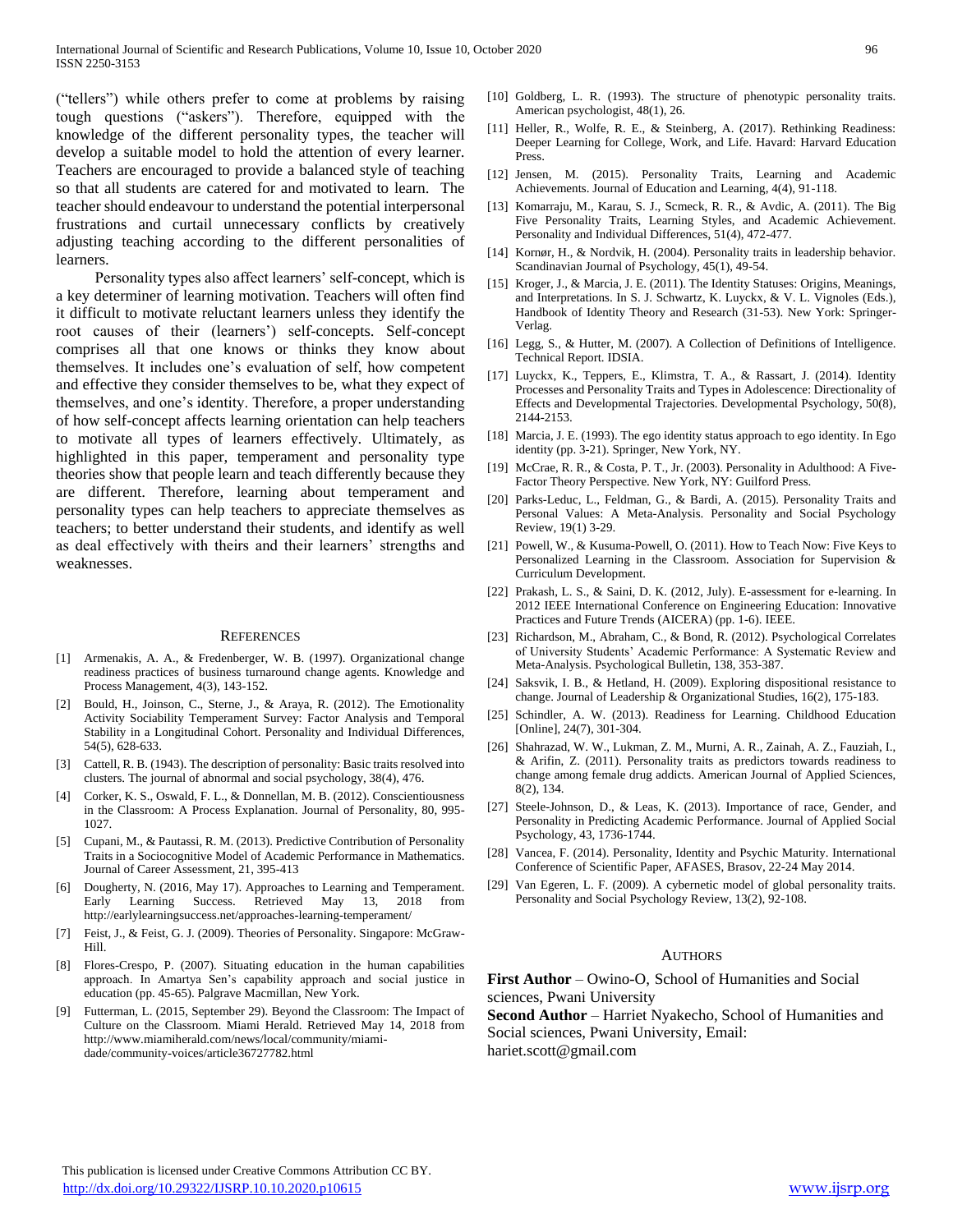("tellers") while others prefer to come at problems by raising tough questions ("askers"). Therefore, equipped with the knowledge of the different personality types, the teacher will develop a suitable model to hold the attention of every learner. Teachers are encouraged to provide a balanced style of teaching so that all students are catered for and motivated to learn. The teacher should endeavour to understand the potential interpersonal frustrations and curtail unnecessary conflicts by creatively adjusting teaching according to the different personalities of learners.

Personality types also affect learners' self-concept, which is a key determiner of learning motivation. Teachers will often find it difficult to motivate reluctant learners unless they identify the root causes of their (learners') self-concepts. Self-concept comprises all that one knows or thinks they know about themselves. It includes one's evaluation of self, how competent and effective they consider themselves to be, what they expect of themselves, and one's identity. Therefore, a proper understanding of how self-concept affects learning orientation can help teachers to motivate all types of learners effectively. Ultimately, as highlighted in this paper, temperament and personality type theories show that people learn and teach differently because they are different. Therefore, learning about temperament and personality types can help teachers to appreciate themselves as teachers; to better understand their students, and identify as well as deal effectively with theirs and their learners' strengths and weaknesses.

## References

[1] Armenakis, A. A., & Fredenberger, W. B. (1997). Organizational change readiness practices of business turnaround change agents. Knowledge and Process Management, 4(3), 143-152.

[2] Bould, H., Joinson, C., Sterne, J., & Araya, R. (2012). The Emotionality Activity Sociability Temperament Survey: Factor Analysis and Temporal Stability in a Longitudinal Cohort. Personality and Individual Differences, 54(5), 628-633.

[3] Cattell, R. B. (1943). The description of personality: Basic traits resolved into clusters. The journal of abnormal and social psychology, 38(4), 476.

[4] Corker, K. S., Oswald, F. L., & Donnellan, M. B. (2012). Conscientiousness in the Classroom: A Process Explanation. Journal of Personality, 80, 995-1027.

[5] Cupani, M., & Pautassi, R. M. (2013). Predictive Contribution of Personality Traits in a Sociocognitive Model of Academic Performance in Mathematics. Journal of Career Assessment, 21, 395-413

[6] Dougherty, N. (2016, May 17). Approaches to Learning and Temperament. Early Learning Success. Retrieved May 13, 2018 from http://earlylearningsuccess.net/approaches-learning-temperament/

[7] Feist, J., & Feist, G. J. (2009). Theories of Personality. Singapore: McGraw-Hill.

[8] Flores-Crespo, P. (2007). Situating education in the human capabilities approach. In Amartya Sen's capability approach and social justice in education (pp. 45-65). Palgrave Macmillan, New York.

[9] Futterman, L. (2015, September 29). Beyond the Classroom: The Impact of Culture on the Classroom. Miami Herald. Retrieved May 14, 2018 from http://www.miamiherald.com/news/local/community/miami-dade/community-voices/article36727782.html

[10] Goldberg, L. R. (1993). The structure of phenotypic personality traits. American psychologist, 48(1), 26.

[11] Heller, R., Wolfe, R. E., & Steinberg, A. (2017). Rethinking Readiness: Deeper Learning for College, Work, and Life. Havard: Harvard Education Press.

[12] Jensen, M. (2015). Personality Traits, Learning and Academic Achievements. Journal of Education and Learning, 4(4), 91-118.

[13] Komarraju, M., Karau, S. J., Scmeck, R. R., & Avdic, A. (2011). The Big Five Personality Traits, Learning Styles, and Academic Achievement. Personality and Individual Differences, 51(4), 472-477.

[14] Kornør, H., & Nordvik, H. (2004). Personality traits in leadership behavior. Scandinavian Journal of Psychology, 45(1), 49-54.

[15] Kroger, J., & Marcia, J. E. (2011). The Identity Statuses: Origins, Meanings, and Interpretations. In S. J. Schwartz, K. Luyckx, & V. L. Vignoles (Eds.), Handbook of Identity Theory and Research (31-53). New York: Springer-Verlag.

[16] Legg, S., & Hutter, M. (2007). A Collection of Definitions of Intelligence. Technical Report. IDSIA.

[17] Luyckx, K., Teppers, E., Klimstra, T. A., & Rassart, J. (2014). Identity Processes and Personality Traits and Types in Adolescence: Directionality of Effects and Developmental Trajectories. Developmental Psychology, 50(8), 2144-2153.

[18] Marcia, J. E. (1993). The ego identity status approach to ego identity. In Ego identity (pp. 3-21). Springer, New York, NY.

[19] McCrae, R. R., & Costa, P. T., Jr. (2003). Personality in Adulthood: A Five-Factor Theory Perspective. New York, NY: Guilford Press.

[20] Parks-Leduc, L., Feldman, G., & Bardi, A. (2015). Personality Traits and Personal Values: A Meta-Analysis. Personality and Social Psychology Review, 19(1) 3-29.

[21] Powell, W., & Kusuma-Powell, O. (2011). How to Teach Now: Five Keys to Personalized Learning in the Classroom. Association for Supervision & Curriculum Development.

[22] Prakash, L. S., & Saini, D. K. (2012, July). E-assessment for e-learning. In 2012 IEEE International Conference on Engineering Education: Innovative Practices and Future Trends (AICERA) (pp. 1-6). IEEE.

[23] Richardson, M., Abraham, C., & Bond, R. (2012). Psychological Correlates of University Students' Academic Performance: A Systematic Review and Meta-Analysis. Psychological Bulletin, 138, 353-387.

[24] Saksvik, I. B., & Hetland, H. (2009). Exploring dispositional resistance to change. Journal of Leadership & Organizational Studies, 16(2), 175-183.

[25] Schindler, A. W. (2013). Readiness for Learning. Childhood Education [Online], 24(7), 301-304.

[26] Shahrazad, W. W., Lukman, Z. M., Murni, A. R., Zainah, A. Z., Fauziah, I., & Arifin, Z. (2011). Personality traits as predictors towards readiness to change among female drug addicts. American Journal of Applied Sciences, 8(2), 134.

[27] Steele-Johnson, D., & Leas, K. (2013). Importance of race, Gender, and Personality in Predicting Academic Performance. Journal of Applied Social Psychology, 43, 1736-1744.

[28] Vancea, F. (2014). Personality, Identity and Psychic Maturity. International Conference of Scientific Paper, AFASES, Brasov, 22-24 May 2014.

[29] Van Egeren, L. F. (2009). A cybernetic model of global personality traits. Personality and Social Psychology Review, 13(2), 92-108.

## Authors

**First Author** – Owino-O, School of Humanities and Social sciences, Pwani University

**Second Author** – Harriet Nyakecho, School of Humanities and Social sciences, Pwani University, Email: hariet.scott@gmail.com